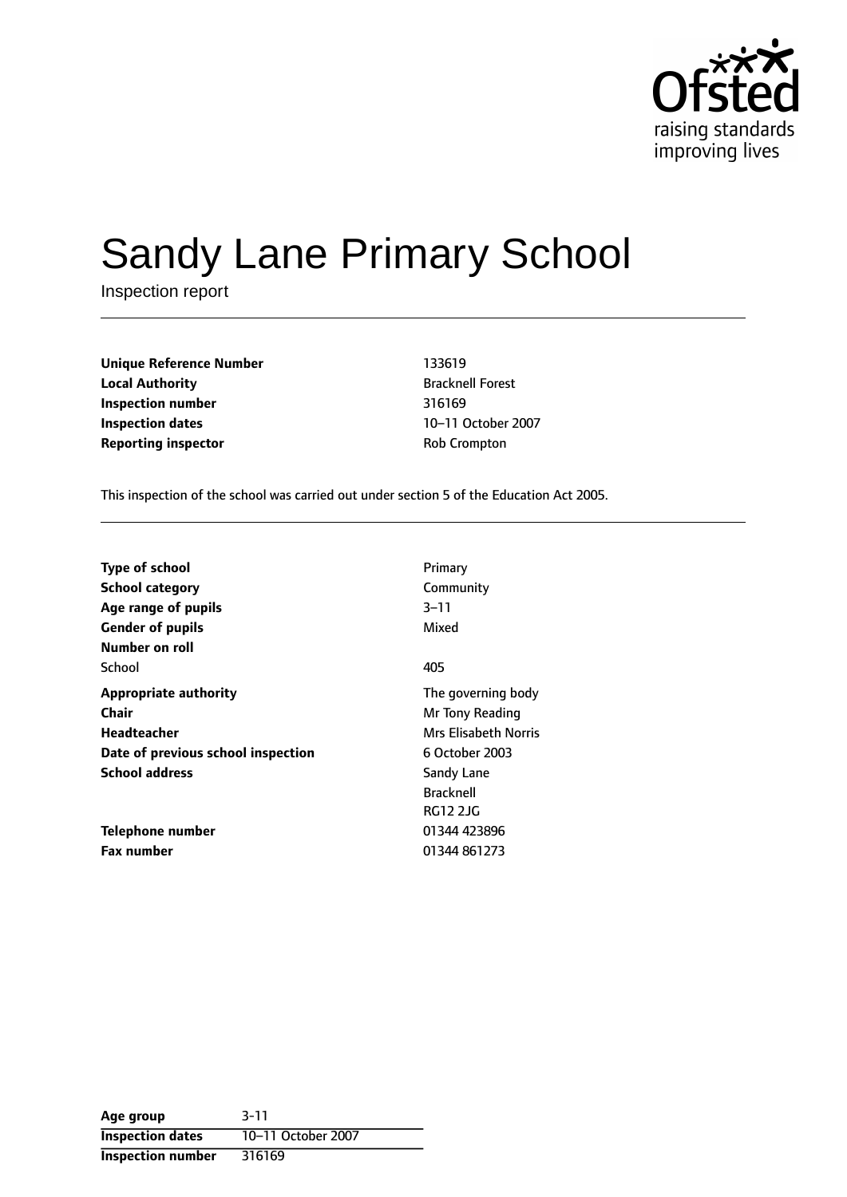# Sandy Lane Primary School

Inspection report

| | |
|---|---|
| **Unique Reference Number** | 133619 |
| **Local Authority** | Bracknell Forest |
| **Inspection number** | 316169 |
| **Inspection dates** | 10–11 October 2007 |
| **Reporting inspector** | Rob Crompton |

This inspection of the school was carried out under section 5 of the Education Act 2005.

| | |
|---|---|
| **Type of school** | Primary |
| **School category** | Community |
| **Age range of pupils** | 3–11 |
| **Gender of pupils** | Mixed |
| **Number on roll** | |
| School | 405 |
| **Appropriate authority** | The governing body |
| **Chair** | Mr Tony Reading |
| **Headteacher** | Mrs Elisabeth Norris |
| **Date of previous school inspection** | 6 October 2003 |
| **School address** | Sandy Lane<br>Bracknell<br>RG12 2JG |
| **Telephone number** | 01344 423896 |
| **Fax number** | 01344 861273 |

| | |
|---|---|
| **Age group** | 3-11 |
| **Inspection dates** | 10–11 October 2007 |
| **Inspection number** | 316169 |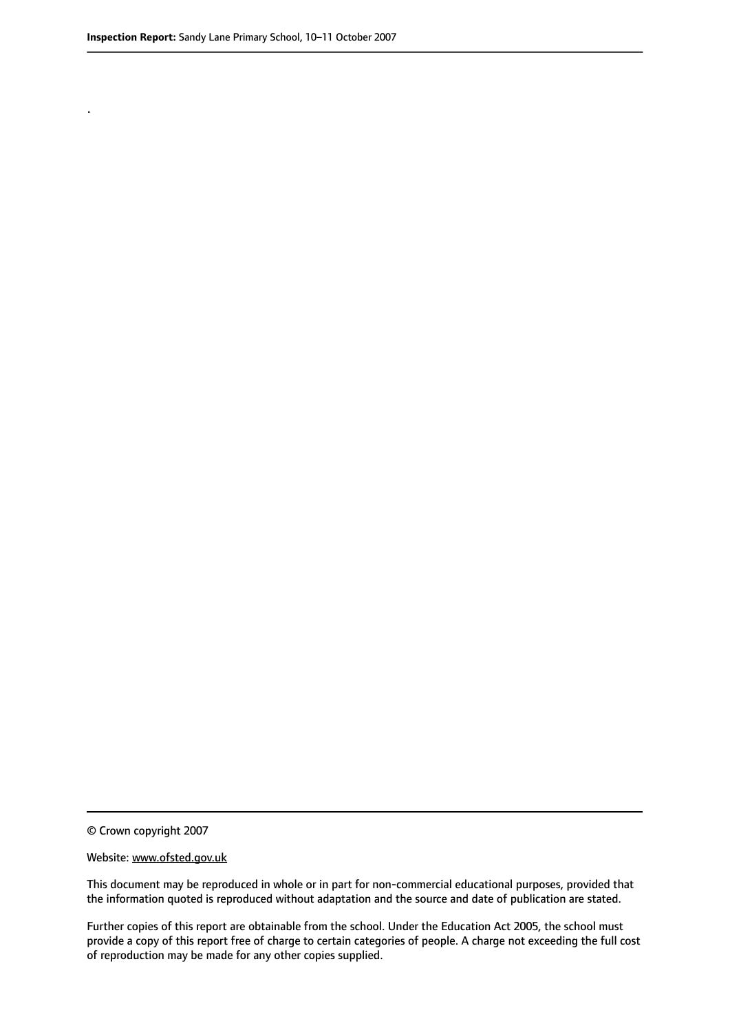.

© Crown copyright 2007

Website: www.ofsted.gov.uk

This document may be reproduced in whole or in part for non-commercial educational purposes, provided that the information quoted is reproduced without adaptation and the source and date of publication are stated.

Further copies of this report are obtainable from the school. Under the Education Act 2005, the school must provide a copy of this report free of charge to certain categories of people. A charge not exceeding the full cost of reproduction may be made for any other copies supplied.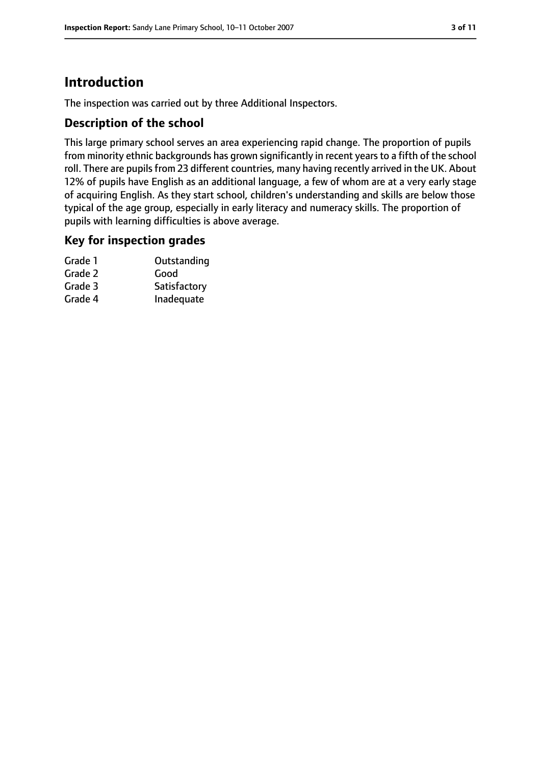# Introduction

The inspection was carried out by three Additional Inspectors.

## Description of the school

This large primary school serves an area experiencing rapid change. The proportion of pupils from minority ethnic backgrounds has grown significantly in recent years to a fifth of the school roll. There are pupils from 23 different countries, many having recently arrived in the UK. About 12% of pupils have English as an additional language, a few of whom are at a very early stage of acquiring English. As they start school, children's understanding and skills are below those typical of the age group, especially in early literacy and numeracy skills. The proportion of pupils with learning difficulties is above average.

## Key for inspection grades

| | |
|---|---|
| Grade 1 | Outstanding |
| Grade 2 | Good |
| Grade 3 | Satisfactory |
| Grade 4 | Inadequate |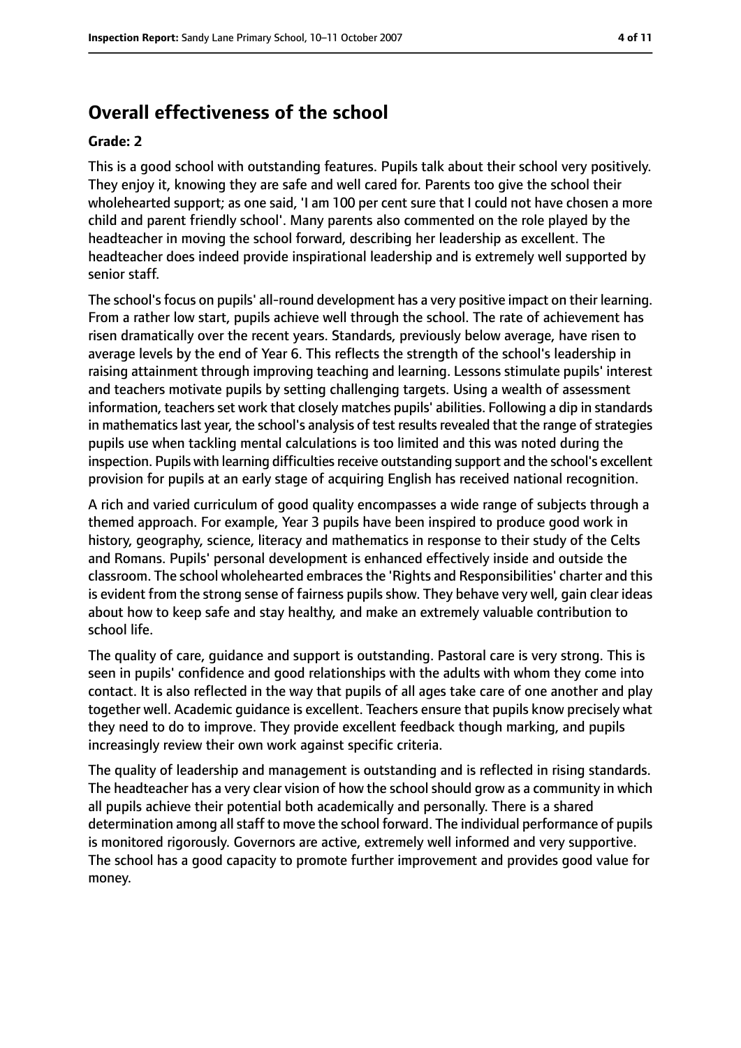## Overall effectiveness of the school

**Grade: 2**

This is a good school with outstanding features. Pupils talk about their school very positively. They enjoy it, knowing they are safe and well cared for. Parents too give the school their wholehearted support; as one said, 'I am 100 per cent sure that I could not have chosen a more child and parent friendly school'. Many parents also commented on the role played by the headteacher in moving the school forward, describing her leadership as excellent. The headteacher does indeed provide inspirational leadership and is extremely well supported by senior staff.

The school's focus on pupils' all-round development has a very positive impact on their learning. From a rather low start, pupils achieve well through the school. The rate of achievement has risen dramatically over the recent years. Standards, previously below average, have risen to average levels by the end of Year 6. This reflects the strength of the school's leadership in raising attainment through improving teaching and learning. Lessons stimulate pupils' interest and teachers motivate pupils by setting challenging targets. Using a wealth of assessment information, teachers set work that closely matches pupils' abilities. Following a dip in standards in mathematics last year, the school's analysis of test results revealed that the range of strategies pupils use when tackling mental calculations is too limited and this was noted during the inspection. Pupils with learning difficulties receive outstanding support and the school's excellent provision for pupils at an early stage of acquiring English has received national recognition.

A rich and varied curriculum of good quality encompasses a wide range of subjects through a themed approach. For example, Year 3 pupils have been inspired to produce good work in history, geography, science, literacy and mathematics in response to their study of the Celts and Romans. Pupils' personal development is enhanced effectively inside and outside the classroom. The school wholehearted embraces the 'Rights and Responsibilities' charter and this is evident from the strong sense of fairness pupils show. They behave very well, gain clear ideas about how to keep safe and stay healthy, and make an extremely valuable contribution to school life.

The quality of care, guidance and support is outstanding. Pastoral care is very strong. This is seen in pupils' confidence and good relationships with the adults with whom they come into contact. It is also reflected in the way that pupils of all ages take care of one another and play together well. Academic guidance is excellent. Teachers ensure that pupils know precisely what they need to do to improve. They provide excellent feedback though marking, and pupils increasingly review their own work against specific criteria.

The quality of leadership and management is outstanding and is reflected in rising standards. The headteacher has a very clear vision of how the school should grow as a community in which all pupils achieve their potential both academically and personally. There is a shared determination among all staff to move the school forward. The individual performance of pupils is monitored rigorously. Governors are active, extremely well informed and very supportive. The school has a good capacity to promote further improvement and provides good value for money.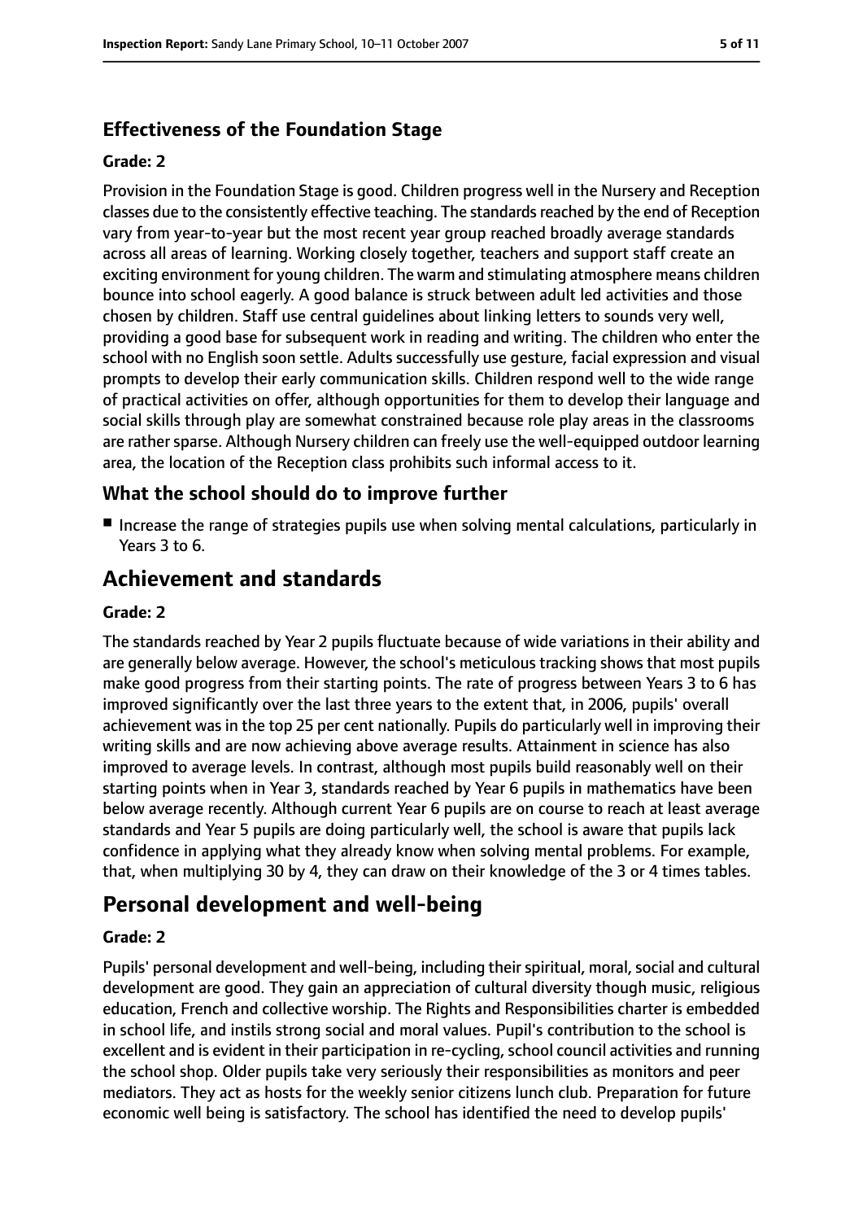### Effectiveness of the Foundation Stage

#### Grade: 2

Provision in the Foundation Stage is good. Children progress well in the Nursery and Reception classes due to the consistently effective teaching. The standards reached by the end of Reception vary from year-to-year but the most recent year group reached broadly average standards across all areas of learning. Working closely together, teachers and support staff create an exciting environment for young children. The warm and stimulating atmosphere means children bounce into school eagerly. A good balance is struck between adult led activities and those chosen by children. Staff use central guidelines about linking letters to sounds very well, providing a good base for subsequent work in reading and writing. The children who enter the school with no English soon settle. Adults successfully use gesture, facial expression and visual prompts to develop their early communication skills. Children respond well to the wide range of practical activities on offer, although opportunities for them to develop their language and social skills through play are somewhat constrained because role play areas in the classrooms are rather sparse. Although Nursery children can freely use the well-equipped outdoor learning area, the location of the Reception class prohibits such informal access to it.

### What the school should do to improve further

- Increase the range of strategies pupils use when solving mental calculations, particularly in Years 3 to 6.

## Achievement and standards

#### Grade: 2

The standards reached by Year 2 pupils fluctuate because of wide variations in their ability and are generally below average. However, the school's meticulous tracking shows that most pupils make good progress from their starting points. The rate of progress between Years 3 to 6 has improved significantly over the last three years to the extent that, in 2006, pupils' overall achievement was in the top 25 per cent nationally. Pupils do particularly well in improving their writing skills and are now achieving above average results. Attainment in science has also improved to average levels. In contrast, although most pupils build reasonably well on their starting points when in Year 3, standards reached by Year 6 pupils in mathematics have been below average recently. Although current Year 6 pupils are on course to reach at least average standards and Year 5 pupils are doing particularly well, the school is aware that pupils lack confidence in applying what they already know when solving mental problems. For example, that, when multiplying 30 by 4, they can draw on their knowledge of the 3 or 4 times tables.

## Personal development and well-being

#### Grade: 2

Pupils' personal development and well-being, including their spiritual, moral, social and cultural development are good. They gain an appreciation of cultural diversity though music, religious education, French and collective worship. The Rights and Responsibilities charter is embedded in school life, and instils strong social and moral values. Pupil's contribution to the school is excellent and is evident in their participation in re-cycling, school council activities and running the school shop. Older pupils take very seriously their responsibilities as monitors and peer mediators. They act as hosts for the weekly senior citizens lunch club. Preparation for future economic well being is satisfactory. The school has identified the need to develop pupils'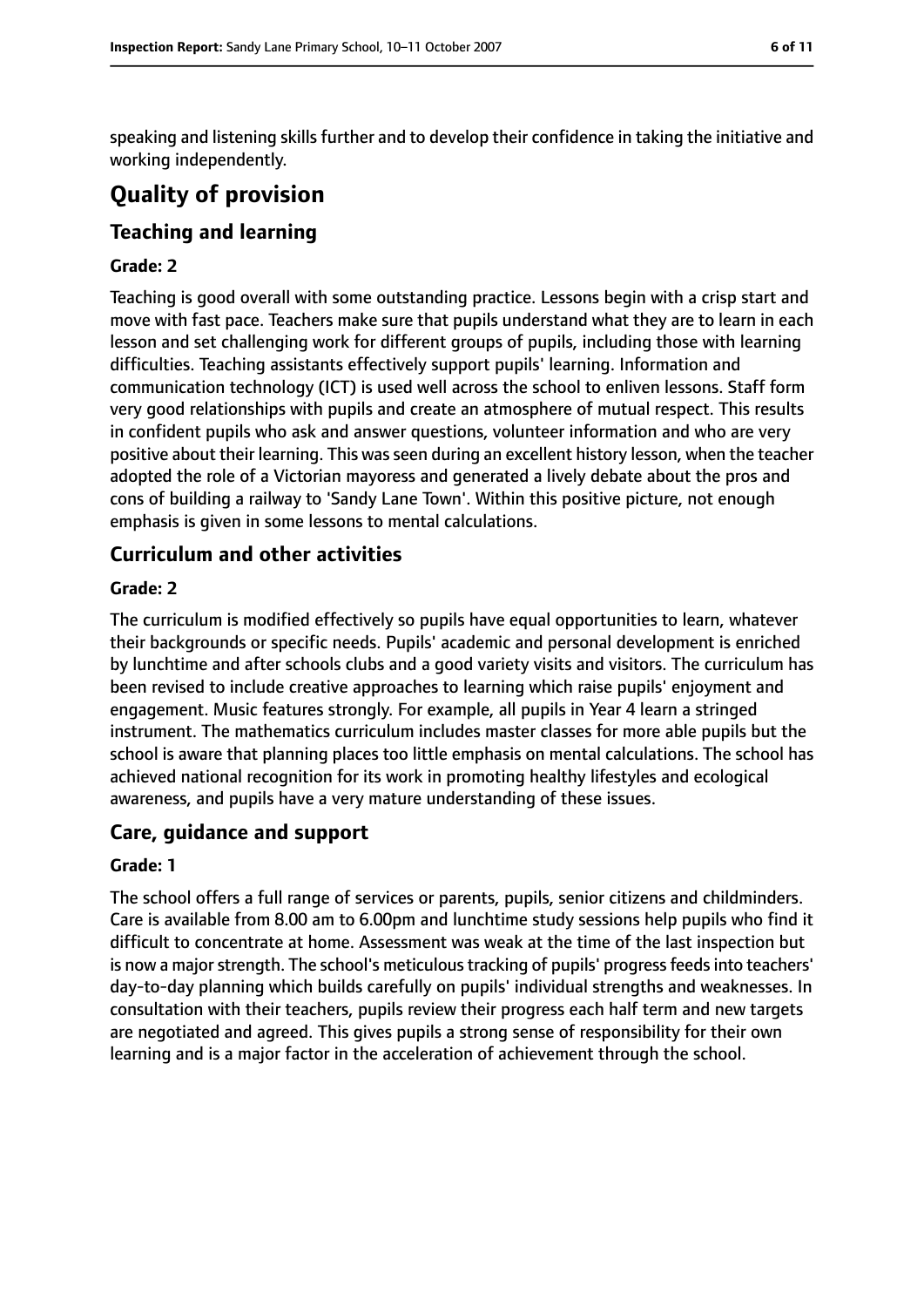speaking and listening skills further and to develop their confidence in taking the initiative and working independently.

# Quality of provision

## Teaching and learning

#### Grade: 2

Teaching is good overall with some outstanding practice. Lessons begin with a crisp start and move with fast pace. Teachers make sure that pupils understand what they are to learn in each lesson and set challenging work for different groups of pupils, including those with learning difficulties. Teaching assistants effectively support pupils' learning. Information and communication technology (ICT) is used well across the school to enliven lessons. Staff form very good relationships with pupils and create an atmosphere of mutual respect. This results in confident pupils who ask and answer questions, volunteer information and who are very positive about their learning. This was seen during an excellent history lesson, when the teacher adopted the role of a Victorian mayoress and generated a lively debate about the pros and cons of building a railway to 'Sandy Lane Town'. Within this positive picture, not enough emphasis is given in some lessons to mental calculations.

## Curriculum and other activities

#### Grade: 2

The curriculum is modified effectively so pupils have equal opportunities to learn, whatever their backgrounds or specific needs. Pupils' academic and personal development is enriched by lunchtime and after schools clubs and a good variety visits and visitors. The curriculum has been revised to include creative approaches to learning which raise pupils' enjoyment and engagement. Music features strongly. For example, all pupils in Year 4 learn a stringed instrument. The mathematics curriculum includes master classes for more able pupils but the school is aware that planning places too little emphasis on mental calculations. The school has achieved national recognition for its work in promoting healthy lifestyles and ecological awareness, and pupils have a very mature understanding of these issues.

## Care, guidance and support

#### Grade: 1

The school offers a full range of services or parents, pupils, senior citizens and childminders. Care is available from 8.00 am to 6.00pm and lunchtime study sessions help pupils who find it difficult to concentrate at home. Assessment was weak at the time of the last inspection but is now a major strength. The school's meticulous tracking of pupils' progress feeds into teachers' day-to-day planning which builds carefully on pupils' individual strengths and weaknesses. In consultation with their teachers, pupils review their progress each half term and new targets are negotiated and agreed. This gives pupils a strong sense of responsibility for their own learning and is a major factor in the acceleration of achievement through the school.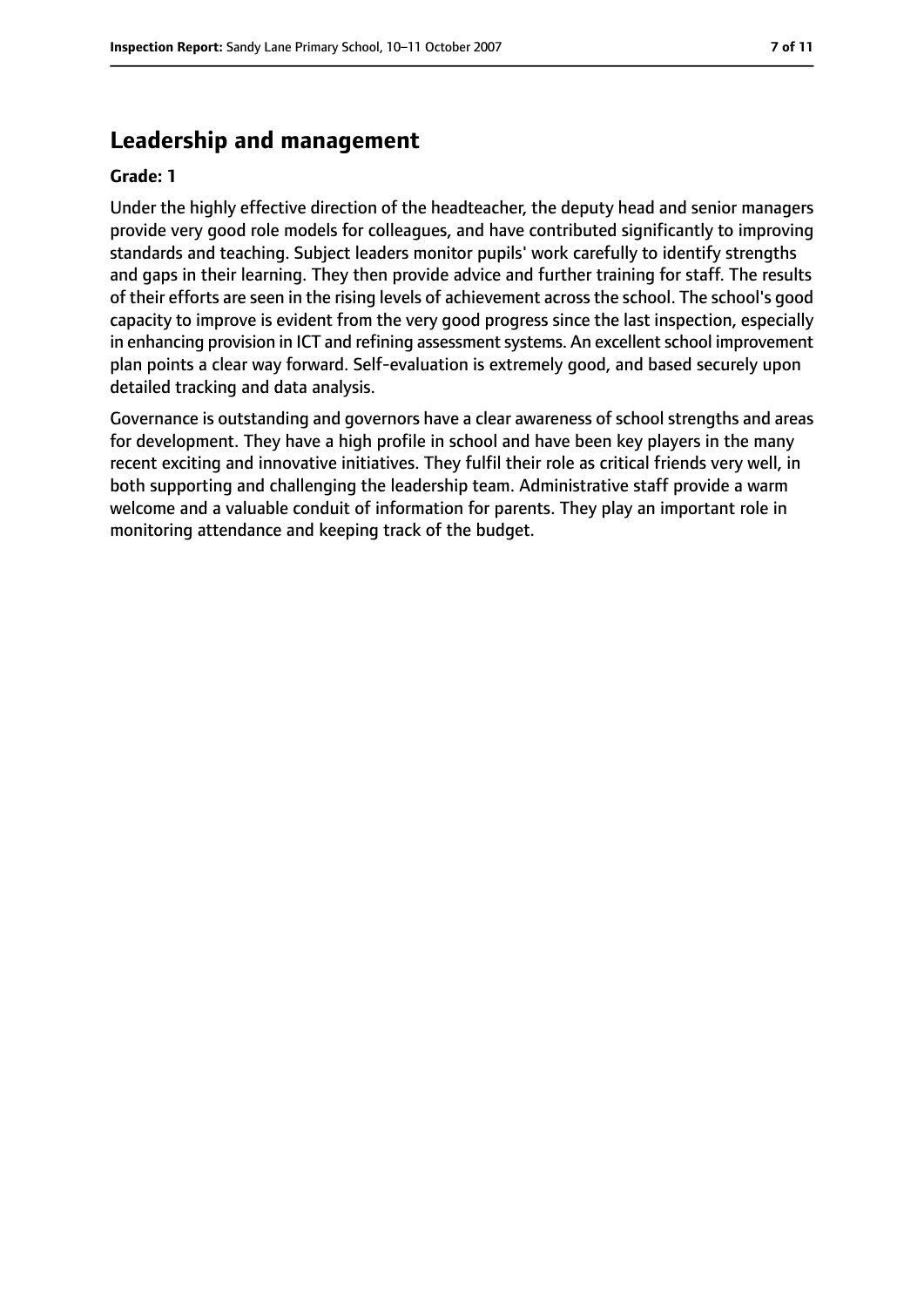## Leadership and management

**Grade: 1**

Under the highly effective direction of the headteacher, the deputy head and senior managers provide very good role models for colleagues, and have contributed significantly to improving standards and teaching. Subject leaders monitor pupils' work carefully to identify strengths and gaps in their learning. They then provide advice and further training for staff. The results of their efforts are seen in the rising levels of achievement across the school. The school's good capacity to improve is evident from the very good progress since the last inspection, especially in enhancing provision in ICT and refining assessment systems. An excellent school improvement plan points a clear way forward. Self-evaluation is extremely good, and based securely upon detailed tracking and data analysis.

Governance is outstanding and governors have a clear awareness of school strengths and areas for development. They have a high profile in school and have been key players in the many recent exciting and innovative initiatives. They fulfil their role as critical friends very well, in both supporting and challenging the leadership team. Administrative staff provide a warm welcome and a valuable conduit of information for parents. They play an important role in monitoring attendance and keeping track of the budget.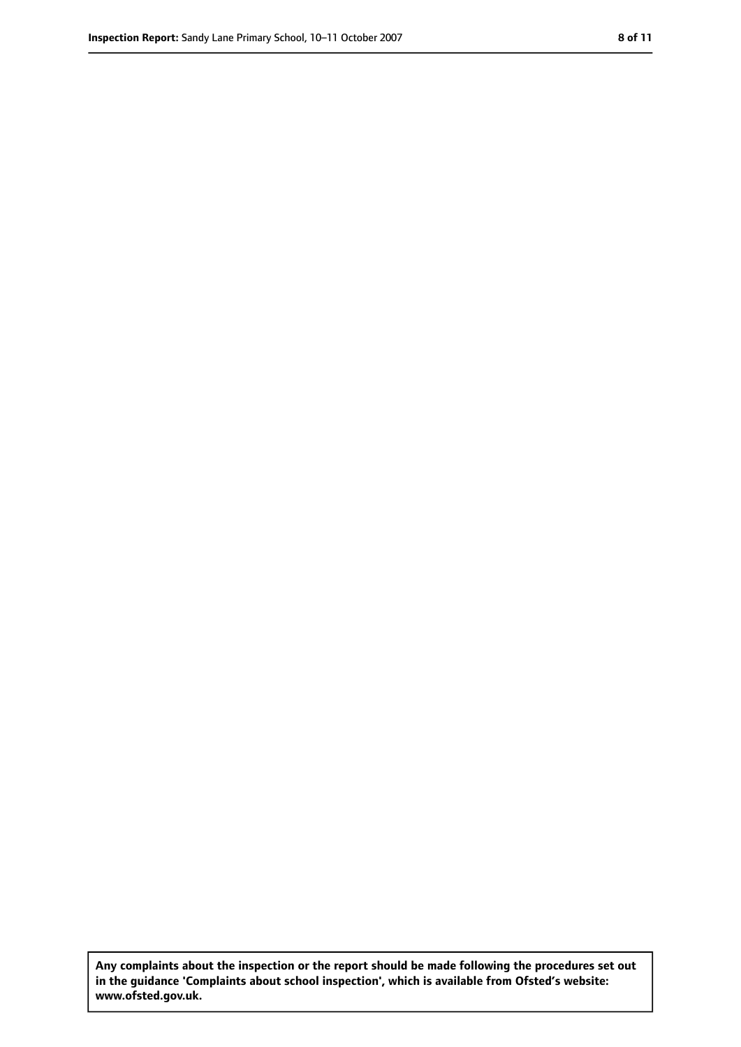**Any complaints about the inspection or the report should be made following the procedures set out in the guidance 'Complaints about school inspection', which is available from Ofsted's website: www.ofsted.gov.uk.**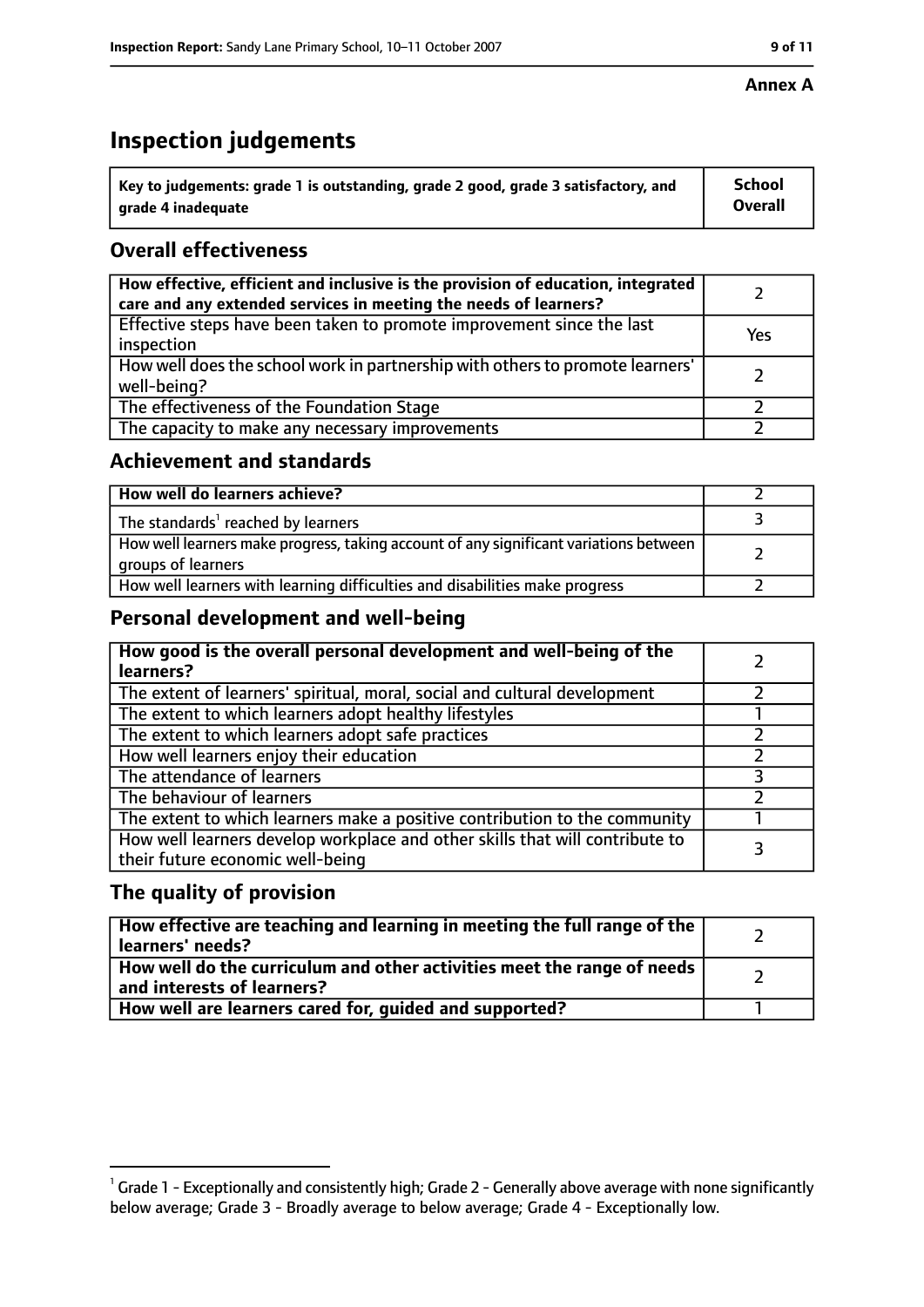**Annex A**

# Inspection judgements

| Key to judgements: grade 1 is outstanding, grade 2 good, grade 3 satisfactory, and grade 4 inadequate | School Overall |
|---|---|

## Overall effectiveness

| | |
|---|---|
| How effective, efficient and inclusive is the provision of education, integrated care and any extended services in meeting the needs of learners? | 2 |
| Effective steps have been taken to promote improvement since the last inspection | Yes |
| How well does the school work in partnership with others to promote learners' well-being? | 2 |
| The effectiveness of the Foundation Stage | 2 |
| The capacity to make any necessary improvements | 2 |

## Achievement and standards

| | |
|---|---|
| How well do learners achieve? | 2 |
| The standards[1] reached by learners | 3 |
| How well learners make progress, taking account of any significant variations between groups of learners | 2 |
| How well learners with learning difficulties and disabilities make progress | 2 |

## Personal development and well-being

| | |
|---|---|
| How good is the overall personal development and well-being of the learners? | 2 |
| The extent of learners' spiritual, moral, social and cultural development | 2 |
| The extent to which learners adopt healthy lifestyles | 1 |
| The extent to which learners adopt safe practices | 2 |
| How well learners enjoy their education | 2 |
| The attendance of learners | 3 |
| The behaviour of learners | 2 |
| The extent to which learners make a positive contribution to the community | 1 |
| How well learners develop workplace and other skills that will contribute to their future economic well-being | 3 |

## The quality of provision

| | |
|---|---|
| How effective are teaching and learning in meeting the full range of the learners' needs? | 2 |
| How well do the curriculum and other activities meet the range of needs and interests of learners? | 2 |
| How well are learners cared for, guided and supported? | 1 |

[1] Grade 1 - Exceptionally and consistently high; Grade 2 - Generally above average with none significantly below average; Grade 3 - Broadly average to below average; Grade 4 - Exceptionally low.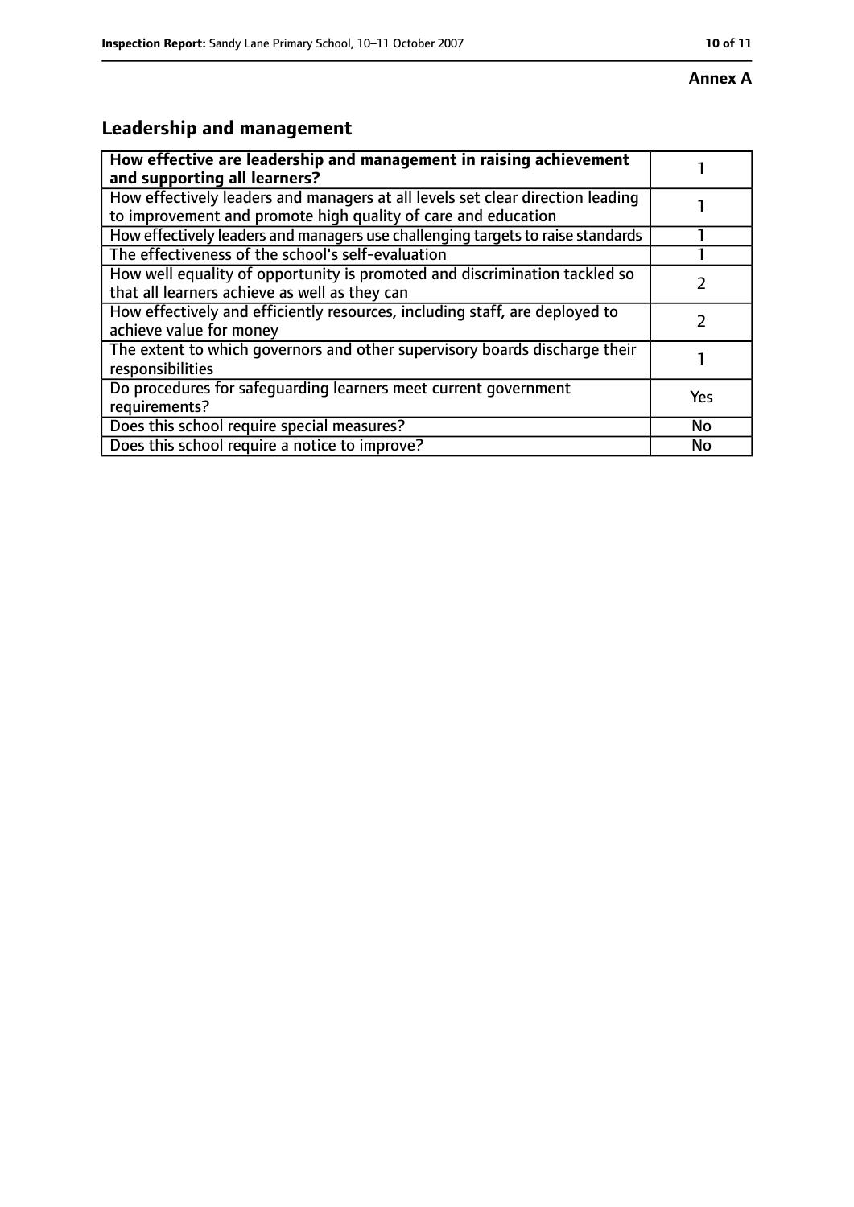**Annex A**

## Leadership and management

| **How effective are leadership and management in raising achievement and supporting all learners?** | 1 |
|---|---|
| How effectively leaders and managers at all levels set clear direction leading to improvement and promote high quality of care and education | 1 |
| How effectively leaders and managers use challenging targets to raise standards | 1 |
| The effectiveness of the school's self-evaluation | 1 |
| How well equality of opportunity is promoted and discrimination tackled so that all learners achieve as well as they can | 2 |
| How effectively and efficiently resources, including staff, are deployed to achieve value for money | 2 |
| The extent to which governors and other supervisory boards discharge their responsibilities | 1 |
| Do procedures for safeguarding learners meet current government requirements? | Yes |
| Does this school require special measures? | No |
| Does this school require a notice to improve? | No |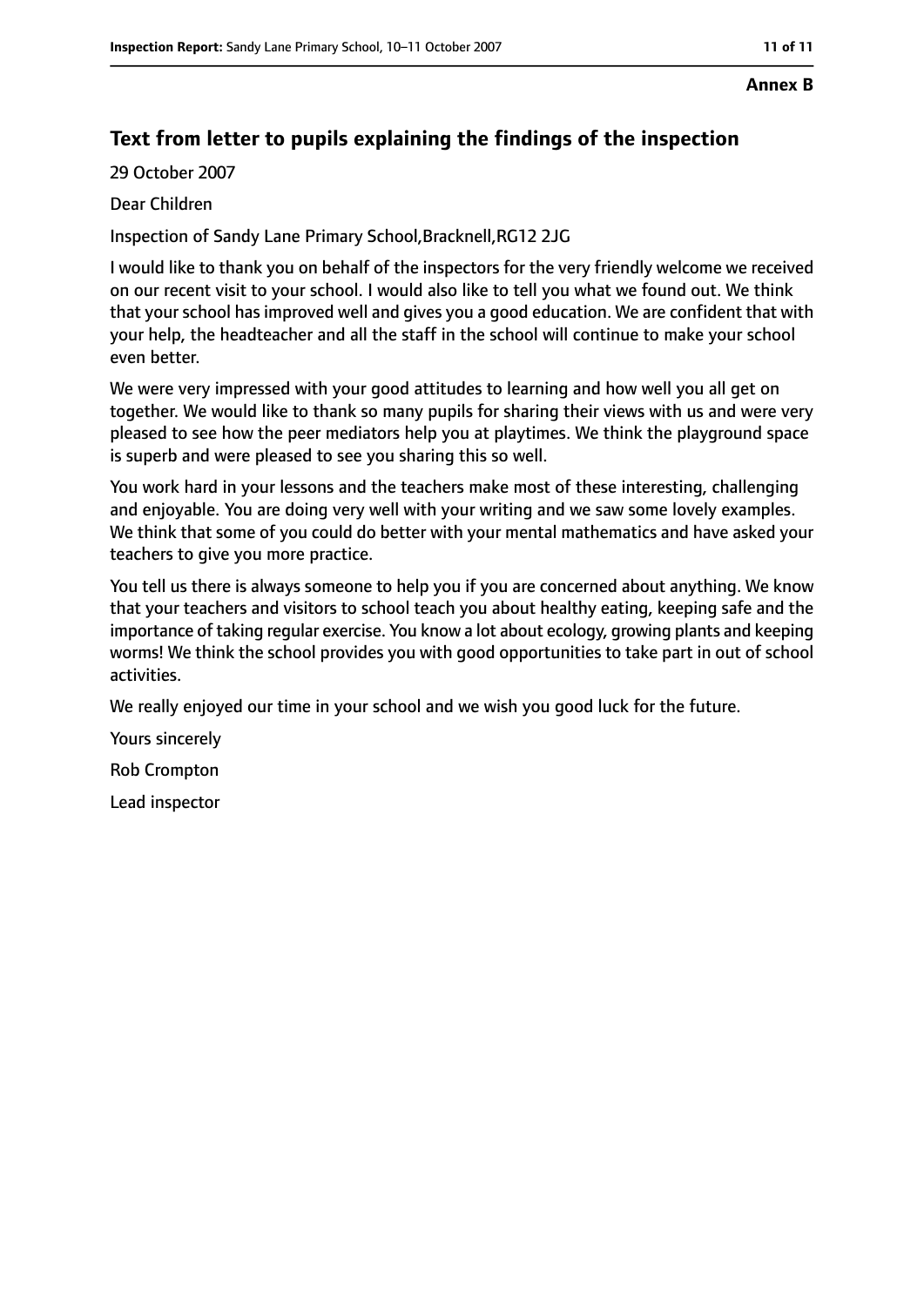**Annex B**

## Text from letter to pupils explaining the findings of the inspection

29 October 2007

Dear Children

Inspection of Sandy Lane Primary School,Bracknell,RG12 2JG

I would like to thank you on behalf of the inspectors for the very friendly welcome we received on our recent visit to your school. I would also like to tell you what we found out. We think that your school has improved well and gives you a good education. We are confident that with your help, the headteacher and all the staff in the school will continue to make your school even better.

We were very impressed with your good attitudes to learning and how well you all get on together. We would like to thank so many pupils for sharing their views with us and were very pleased to see how the peer mediators help you at playtimes. We think the playground space is superb and were pleased to see you sharing this so well.

You work hard in your lessons and the teachers make most of these interesting, challenging and enjoyable. You are doing very well with your writing and we saw some lovely examples. We think that some of you could do better with your mental mathematics and have asked your teachers to give you more practice.

You tell us there is always someone to help you if you are concerned about anything. We know that your teachers and visitors to school teach you about healthy eating, keeping safe and the importance of taking regular exercise. You know a lot about ecology, growing plants and keeping worms! We think the school provides you with good opportunities to take part in out of school activities.

We really enjoyed our time in your school and we wish you good luck for the future.

Yours sincerely

Rob Crompton

Lead inspector